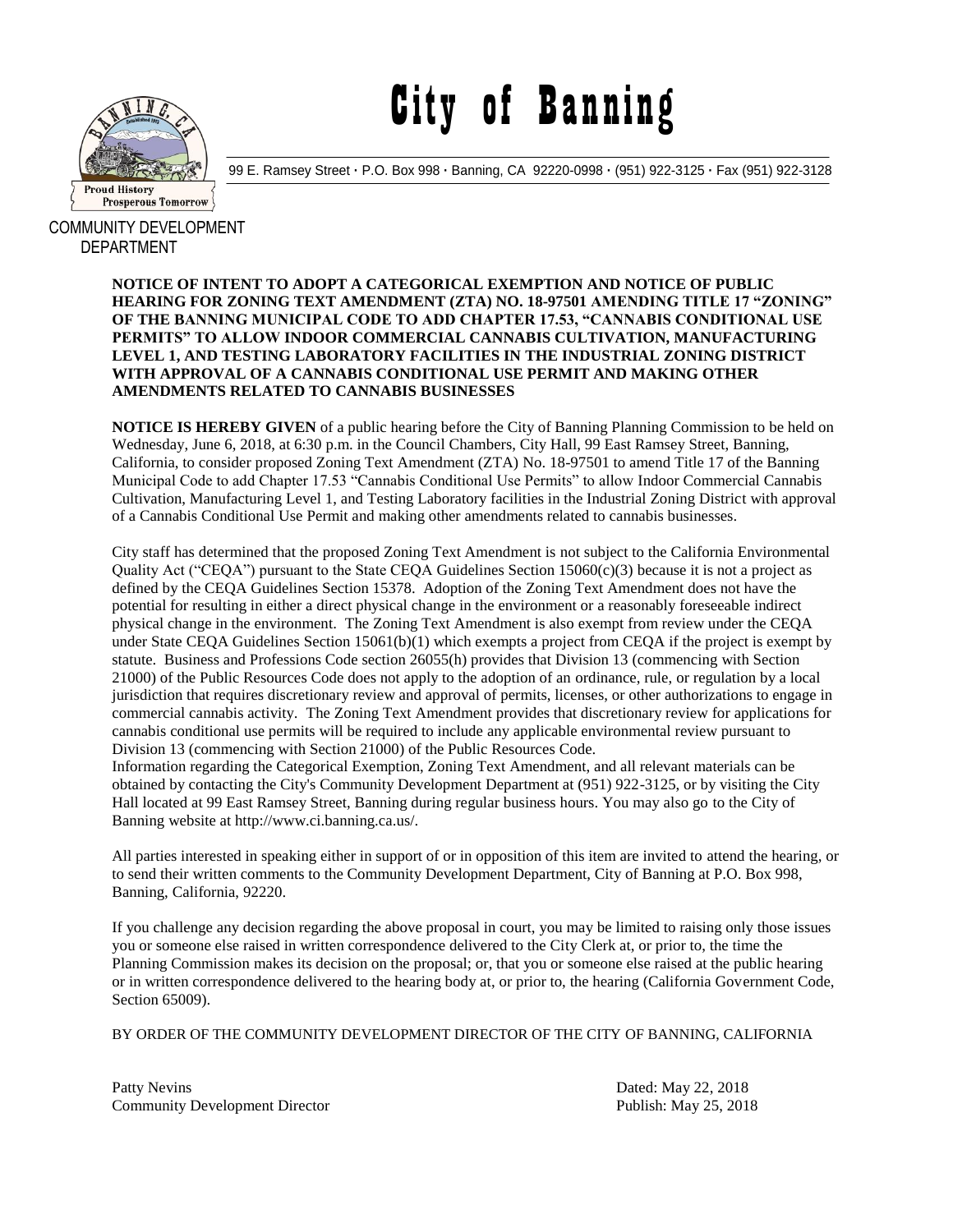# City of Banning

99 E. Ramsey Street · P.O. Box 998 · Banning, CA 92220-0998 · (951) 922-3125 · Fax (951) 922-3128

COMMUNITY DEVELOPMENT DEPARTMENT

**NOTICE OF INTENT TO ADOPT A CATEGORICAL EXEMPTION AND NOTICE OF PUBLIC HEARING FOR ZONING TEXT AMENDMENT (ZTA) NO. 18-97501 AMENDING TITLE 17 "ZONING" OF THE BANNING MUNICIPAL CODE TO ADD CHAPTER 17.53, "CANNABIS CONDITIONAL USE PERMITS" TO ALLOW INDOOR COMMERCIAL CANNABIS CULTIVATION, MANUFACTURING LEVEL 1, AND TESTING LABORATORY FACILITIES IN THE INDUSTRIAL ZONING DISTRICT WITH APPROVAL OF A CANNABIS CONDITIONAL USE PERMIT AND MAKING OTHER AMENDMENTS RELATED TO CANNABIS BUSINESSES**

**NOTICE IS HEREBY GIVEN** of a public hearing before the City of Banning Planning Commission to be held on Wednesday, June 6, 2018, at 6:30 p.m. in the Council Chambers, City Hall, 99 East Ramsey Street, Banning, California, to consider proposed Zoning Text Amendment (ZTA) No. 18-97501 to amend Title 17 of the Banning Municipal Code to add Chapter 17.53 "Cannabis Conditional Use Permits" to allow Indoor Commercial Cannabis Cultivation, Manufacturing Level 1, and Testing Laboratory facilities in the Industrial Zoning District with approval of a Cannabis Conditional Use Permit and making other amendments related to cannabis businesses.

City staff has determined that the proposed Zoning Text Amendment is not subject to the California Environmental Quality Act ("CEQA") pursuant to the State CEQA Guidelines Section 15060(c)(3) because it is not a project as defined by the CEQA Guidelines Section 15378. Adoption of the Zoning Text Amendment does not have the potential for resulting in either a direct physical change in the environment or a reasonably foreseeable indirect physical change in the environment. The Zoning Text Amendment is also exempt from review under the CEQA under State CEQA Guidelines Section 15061(b)(1) which exempts a project from CEQA if the project is exempt by statute. Business and Professions Code section 26055(h) provides that Division 13 (commencing with Section 21000) of the Public Resources Code does not apply to the adoption of an ordinance, rule, or regulation by a local jurisdiction that requires discretionary review and approval of permits, licenses, or other authorizations to engage in commercial cannabis activity. The Zoning Text Amendment provides that discretionary review for applications for cannabis conditional use permits will be required to include any applicable environmental review pursuant to Division 13 (commencing with Section 21000) of the Public Resources Code.
Information regarding the Categorical Exemption, Zoning Text Amendment, and all relevant materials can be obtained by contacting the City's Community Development Department at (951) 922-3125, or by visiting the City Hall located at 99 East Ramsey Street, Banning during regular business hours. You may also go to the City of Banning website at http://www.ci.banning.ca.us/.

All parties interested in speaking either in support of or in opposition of this item are invited to attend the hearing, or to send their written comments to the Community Development Department, City of Banning at P.O. Box 998, Banning, California, 92220.

If you challenge any decision regarding the above proposal in court, you may be limited to raising only those issues you or someone else raised in written correspondence delivered to the City Clerk at, or prior to, the time the Planning Commission makes its decision on the proposal; or, that you or someone else raised at the public hearing or in written correspondence delivered to the hearing body at, or prior to, the hearing (California Government Code, Section 65009).

BY ORDER OF THE COMMUNITY DEVELOPMENT DIRECTOR OF THE CITY OF BANNING, CALIFORNIA

Patty Nevins
Community Development Director

Dated: May 22, 2018
Publish: May 25, 2018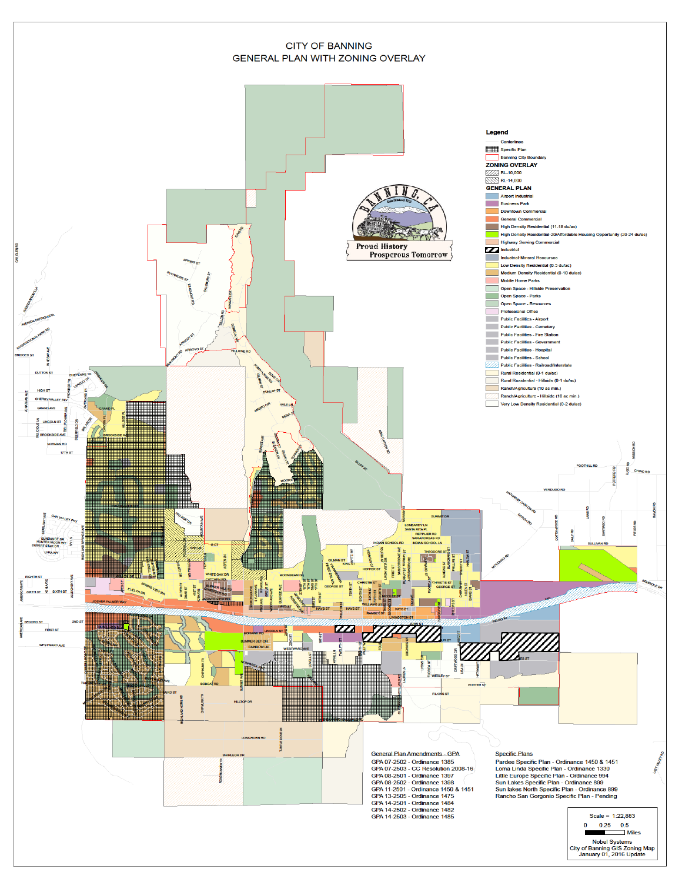# CITY OF BANNING
## GENERAL PLAN WITH ZONING OVERLAY

**Legend**

Centerlines
Specific Plan
Banning City Boundary

**ZONING OVERLAY**

RL-10,000
RL-14,000

**GENERAL PLAN**

Airport Industrial
Business Park
Downtown Commercial
General Commercial
High Density Residential (11-18 du/ac)
High Density Residential-20/Affordable Housing Opportunity (20-24 du/ac)
Highway Serving Commercial
Industrial
Industrial-Mineral Resources
Low Density Residential (0-5 du/ac)
Medium Density Residential (0-10 du/ac)
Mobile Home Parks
Open Space - Hillside Preservation
Open Space - Parks
Open Space - Resources
Professional Office
Public Facilities - Airport
Public Facilities - Cemetery
Public Facilities - Fire Station
Public Facilities - Government
Public Facilities - Hospital
Public Facilities - School
Public Facilities - Railroad/Interstate
Rural Residential (0-1 du/ac)
Rural Residential - Hillside (0-1 du/ac)
Ranch/Agriculture (10 ac min.)
Ranch/Agriculture - Hillside (10 ac min.)
Very Low Density Residential (0-2 du/ac)

BANNING, CA
Established 1913
Proud History
Prosperous Tomorrow

**General Plan Amendments - GPA**

GPA 07-2502 - Ordinance 1385
GPA 07-2503 - CC Resolution 2008-16
GPA 08-2501 - Ordinance 1397
GPA 08-2502 - Ordinance 1398
GPA 11-2501 - Ordinance 1450 & 1451
GPA 13-2505 - Ordinance 1475
GPA 14-2501 - Ordinance 1484
GPA 14-2502 - Ordinance 1482
GPA 14-2503 - Ordinance 1485

**Specific Plans**

Pardee Specific Plan - Ordinance 1450 & 1451
Loma Linda Specific Plan - Ordinance 1330
Little Europe Specific Plan - Ordinance 994
Sun Lakes Specific Plan - Ordinance 899
Sun lakes North Specific Plan - Ordinance 899
Rancho San Gorgonio Specific Plan - Pending

Scale = 1:22,883
0 0.25 0.5 Miles

Nobel Systems
City of Banning GIS Zoning Map
January 01, 2016 Update